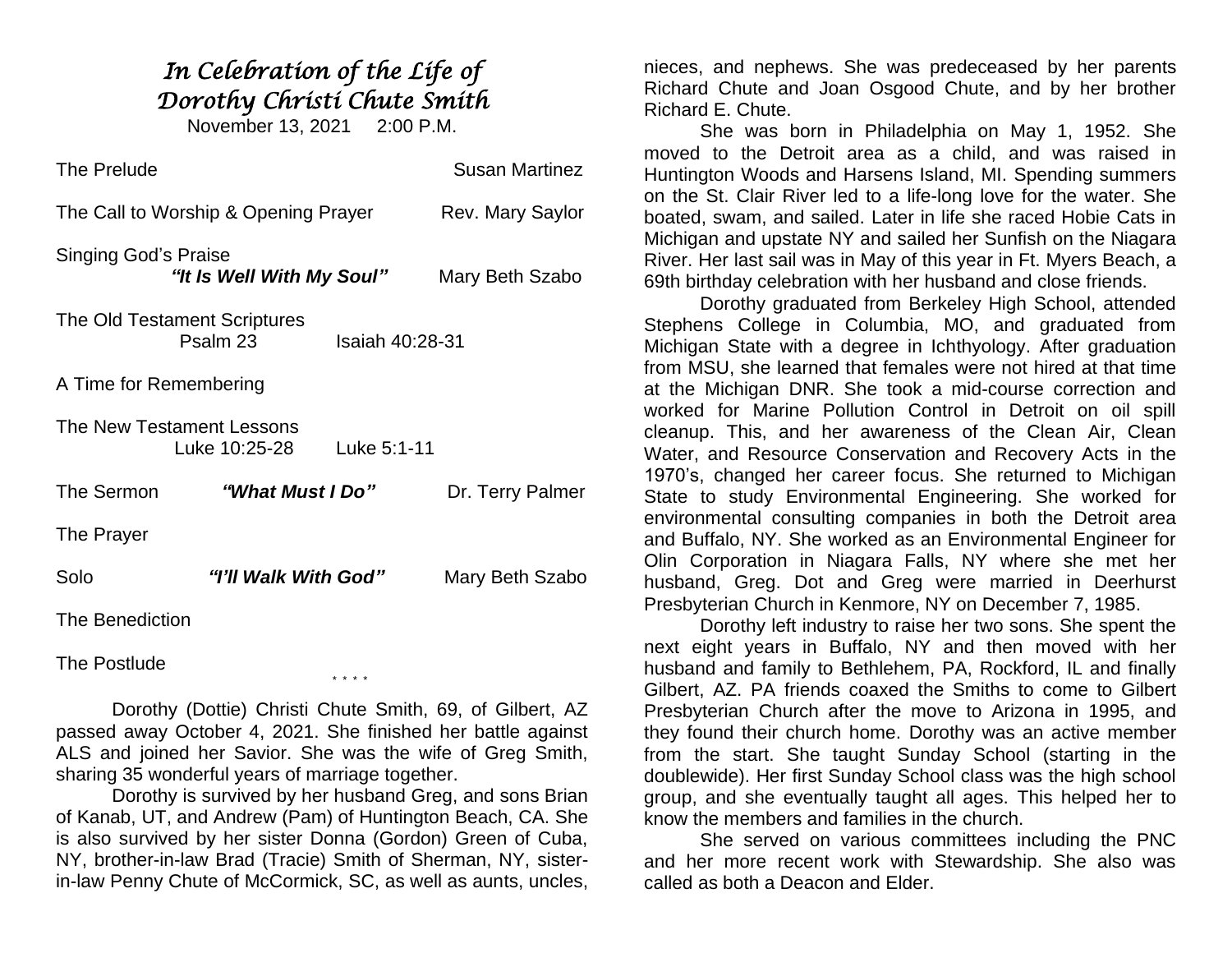# *In Celebration of the Life of Dorothy Christi Chute Smith*

November 13, 2021 2:00 P.M.

The Prelude — Susan Martinez

The Call to Worship & Opening Prayer — Rev. Mary Saylor

Singing God's Praise
***"It Is Well With My Soul"*** — Mary Beth Szabo

The Old Testament Scriptures
Psalm 23 — Isaiah 40:28-31

A Time for Remembering

The New Testament Lessons
Luke 10:25-28 — Luke 5:1-11

The Sermon — ***"What Must I Do"*** — Dr. Terry Palmer

The Prayer

Solo — ***"I'll Walk With God"*** — Mary Beth Szabo

The Benediction

The Postlude

\* \* \* \*

Dorothy (Dottie) Christi Chute Smith, 69, of Gilbert, AZ passed away October 4, 2021. She finished her battle against ALS and joined her Savior. She was the wife of Greg Smith, sharing 35 wonderful years of marriage together.

Dorothy is survived by her husband Greg, and sons Brian of Kanab, UT, and Andrew (Pam) of Huntington Beach, CA. She is also survived by her sister Donna (Gordon) Green of Cuba, NY, brother-in-law Brad (Tracie) Smith of Sherman, NY, sister-in-law Penny Chute of McCormick, SC, as well as aunts, uncles, nieces, and nephews. She was predeceased by her parents Richard Chute and Joan Osgood Chute, and by her brother Richard E. Chute.

She was born in Philadelphia on May 1, 1952. She moved to the Detroit area as a child, and was raised in Huntington Woods and Harsens Island, MI. Spending summers on the St. Clair River led to a life-long love for the water. She boated, swam, and sailed. Later in life she raced Hobie Cats in Michigan and upstate NY and sailed her Sunfish on the Niagara River. Her last sail was in May of this year in Ft. Myers Beach, a 69th birthday celebration with her husband and close friends.

Dorothy graduated from Berkeley High School, attended Stephens College in Columbia, MO, and graduated from Michigan State with a degree in Ichthyology. After graduation from MSU, she learned that females were not hired at that time at the Michigan DNR. She took a mid-course correction and worked for Marine Pollution Control in Detroit on oil spill cleanup. This, and her awareness of the Clean Air, Clean Water, and Resource Conservation and Recovery Acts in the 1970's, changed her career focus. She returned to Michigan State to study Environmental Engineering. She worked for environmental consulting companies in both the Detroit area and Buffalo, NY. She worked as an Environmental Engineer for Olin Corporation in Niagara Falls, NY where she met her husband, Greg. Dot and Greg were married in Deerhurst Presbyterian Church in Kenmore, NY on December 7, 1985.

Dorothy left industry to raise her two sons. She spent the next eight years in Buffalo, NY and then moved with her husband and family to Bethlehem, PA, Rockford, IL and finally Gilbert, AZ. PA friends coaxed the Smiths to come to Gilbert Presbyterian Church after the move to Arizona in 1995, and they found their church home. Dorothy was an active member from the start. She taught Sunday School (starting in the doublewide). Her first Sunday School class was the high school group, and she eventually taught all ages. This helped her to know the members and families in the church.

She served on various committees including the PNC and her more recent work with Stewardship. She also was called as both a Deacon and Elder.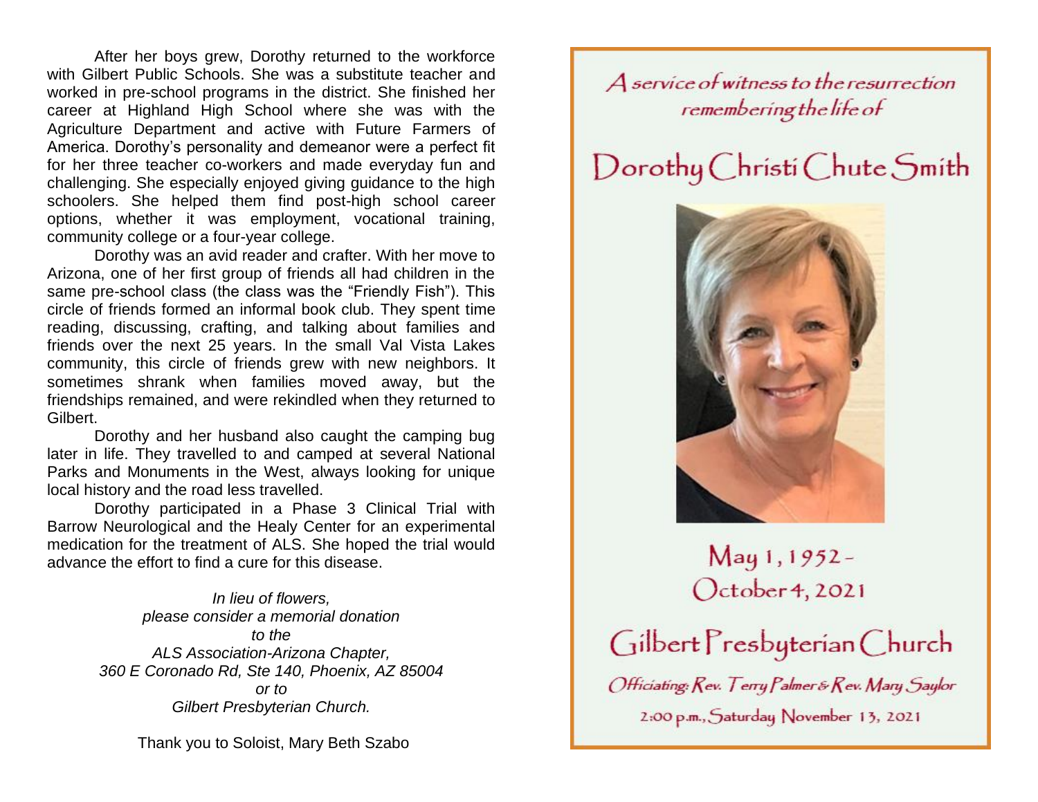After her boys grew, Dorothy returned to the workforce with Gilbert Public Schools. She was a substitute teacher and worked in pre-school programs in the district. She finished her career at Highland High School where she was with the Agriculture Department and active with Future Farmers of America. Dorothy's personality and demeanor were a perfect fit for her three teacher co-workers and made everyday fun and challenging. She especially enjoyed giving guidance to the high schoolers. She helped them find post-high school career options, whether it was employment, vocational training, community college or a four-year college.

Dorothy was an avid reader and crafter. With her move to Arizona, one of her first group of friends all had children in the same pre-school class (the class was the "Friendly Fish"). This circle of friends formed an informal book club. They spent time reading, discussing, crafting, and talking about families and friends over the next 25 years. In the small Val Vista Lakes community, this circle of friends grew with new neighbors. It sometimes shrank when families moved away, but the friendships remained, and were rekindled when they returned to Gilbert.

Dorothy and her husband also caught the camping bug later in life. They travelled to and camped at several National Parks and Monuments in the West, always looking for unique local history and the road less travelled.

Dorothy participated in a Phase 3 Clinical Trial with Barrow Neurological and the Healy Center for an experimental medication for the treatment of ALS. She hoped the trial would advance the effort to find a cure for this disease.

*In lieu of flowers,*
*please consider a memorial donation*
*to the*
*ALS Association-Arizona Chapter,*
*360 E Coronado Rd, Ste 140, Phoenix, AZ 85004*
*or to*
*Gilbert Presbyterian Church.*

Thank you to Soloist, Mary Beth Szabo

*A service of witness to the resurrection*
*remembering the life of*

# Dorothy Christi Chute Smith

May 1, 1952 –
October 4, 2021

## Gilbert Presbyterian Church

*Officiating: Rev. Terry Palmer & Rev. Mary Saylor*

2:00 p.m., Saturday November 13, 2021